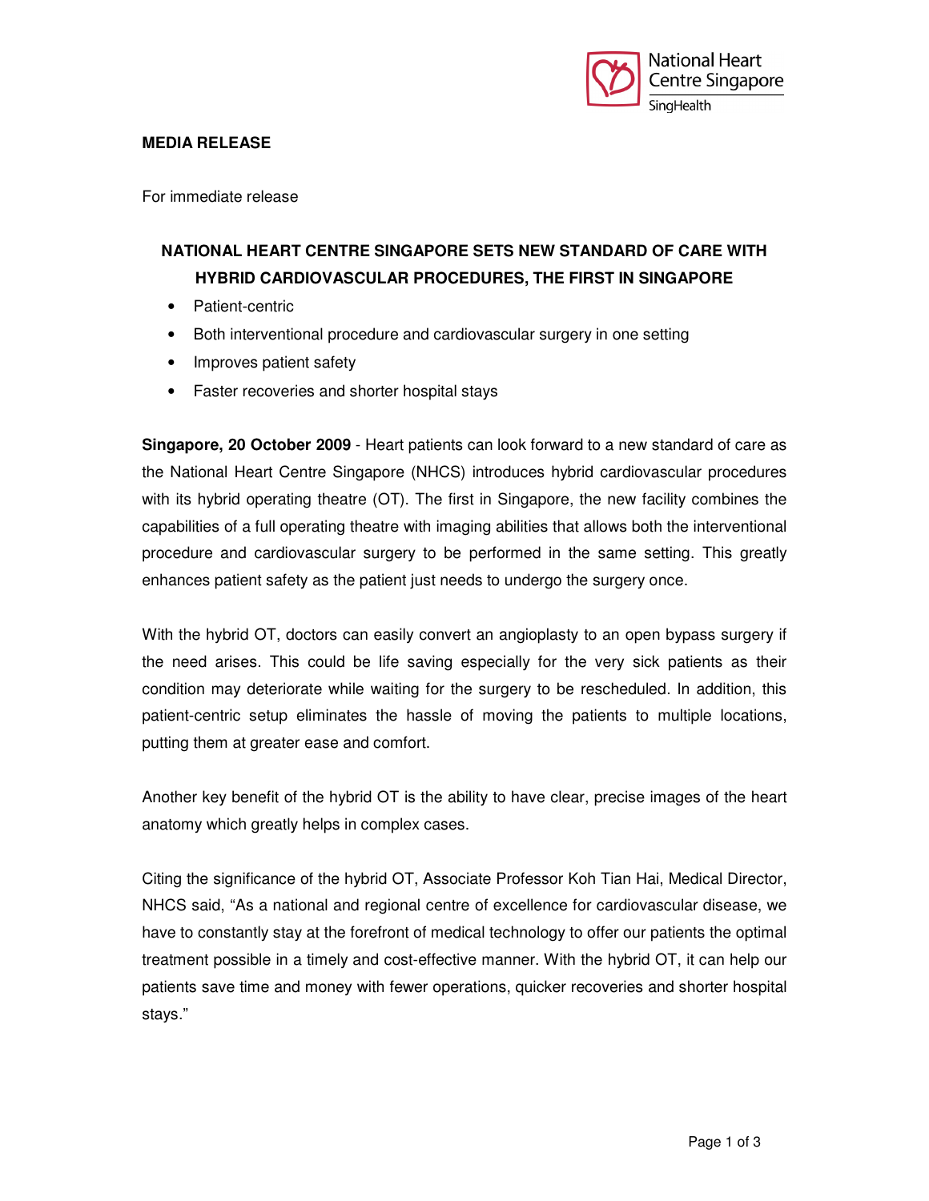National Heart Centre Singapore
SingHealth

**MEDIA RELEASE**

For immediate release

# NATIONAL HEART CENTRE SINGAPORE SETS NEW STANDARD OF CARE WITH HYBRID CARDIOVASCULAR PROCEDURES, THE FIRST IN SINGAPORE

- Patient-centric
- Both interventional procedure and cardiovascular surgery in one setting
- Improves patient safety
- Faster recoveries and shorter hospital stays

**Singapore, 20 October 2009** - Heart patients can look forward to a new standard of care as the National Heart Centre Singapore (NHCS) introduces hybrid cardiovascular procedures with its hybrid operating theatre (OT). The first in Singapore, the new facility combines the capabilities of a full operating theatre with imaging abilities that allows both the interventional procedure and cardiovascular surgery to be performed in the same setting. This greatly enhances patient safety as the patient just needs to undergo the surgery once.

With the hybrid OT, doctors can easily convert an angioplasty to an open bypass surgery if the need arises. This could be life saving especially for the very sick patients as their condition may deteriorate while waiting for the surgery to be rescheduled. In addition, this patient-centric setup eliminates the hassle of moving the patients to multiple locations, putting them at greater ease and comfort.

Another key benefit of the hybrid OT is the ability to have clear, precise images of the heart anatomy which greatly helps in complex cases.

Citing the significance of the hybrid OT, Associate Professor Koh Tian Hai, Medical Director, NHCS said, "As a national and regional centre of excellence for cardiovascular disease, we have to constantly stay at the forefront of medical technology to offer our patients the optimal treatment possible in a timely and cost-effective manner. With the hybrid OT, it can help our patients save time and money with fewer operations, quicker recoveries and shorter hospital stays."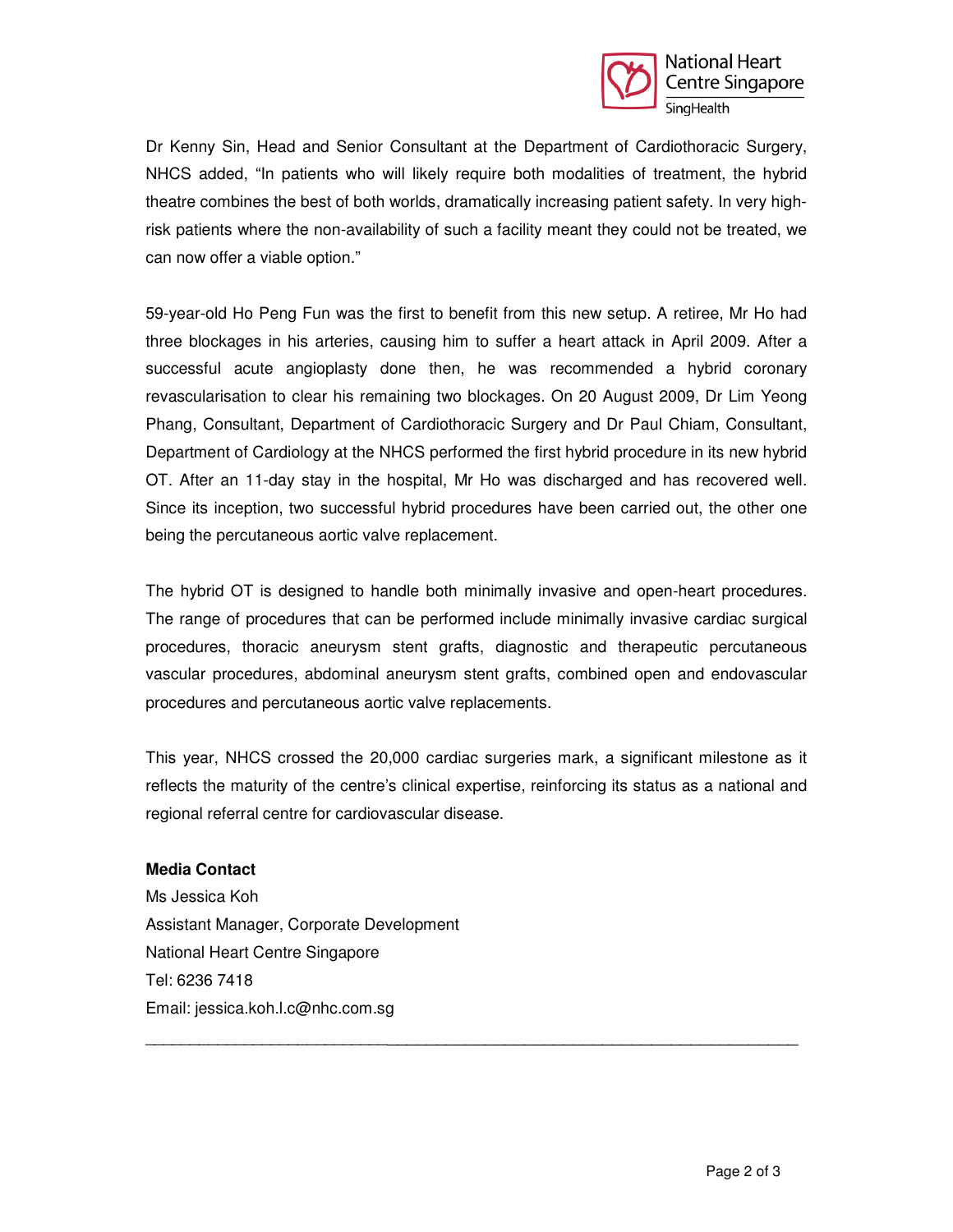Dr Kenny Sin, Head and Senior Consultant at the Department of Cardiothoracic Surgery, NHCS added, “In patients who will likely require both modalities of treatment, the hybrid theatre combines the best of both worlds, dramatically increasing patient safety. In very high-risk patients where the non-availability of such a facility meant they could not be treated, we can now offer a viable option.”

59-year-old Ho Peng Fun was the first to benefit from this new setup. A retiree, Mr Ho had three blockages in his arteries, causing him to suffer a heart attack in April 2009. After a successful acute angioplasty done then, he was recommended a hybrid coronary revascularisation to clear his remaining two blockages. On 20 August 2009, Dr Lim Yeong Phang, Consultant, Department of Cardiothoracic Surgery and Dr Paul Chiam, Consultant, Department of Cardiology at the NHCS performed the first hybrid procedure in its new hybrid OT. After an 11-day stay in the hospital, Mr Ho was discharged and has recovered well. Since its inception, two successful hybrid procedures have been carried out, the other one being the percutaneous aortic valve replacement.

The hybrid OT is designed to handle both minimally invasive and open-heart procedures. The range of procedures that can be performed include minimally invasive cardiac surgical procedures, thoracic aneurysm stent grafts, diagnostic and therapeutic percutaneous vascular procedures, abdominal aneurysm stent grafts, combined open and endovascular procedures and percutaneous aortic valve replacements.

This year, NHCS crossed the 20,000 cardiac surgeries mark, a significant milestone as it reflects the maturity of the centre’s clinical expertise, reinforcing its status as a national and regional referral centre for cardiovascular disease.

**Media Contact**

Ms Jessica Koh
Assistant Manager, Corporate Development
National Heart Centre Singapore
Tel: 6236 7418
Email: jessica.koh.l.c@nhc.com.sg

---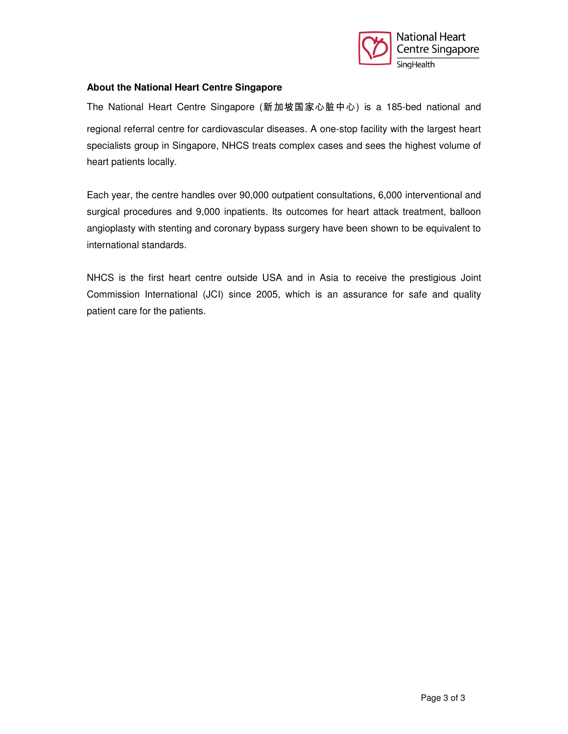**About the National Heart Centre Singapore**

The National Heart Centre Singapore (新加坡国家心脏中心) is a 185-bed national and regional referral centre for cardiovascular diseases. A one-stop facility with the largest heart specialists group in Singapore, NHCS treats complex cases and sees the highest volume of heart patients locally.

Each year, the centre handles over 90,000 outpatient consultations, 6,000 interventional and surgical procedures and 9,000 inpatients. Its outcomes for heart attack treatment, balloon angioplasty with stenting and coronary bypass surgery have been shown to be equivalent to international standards.

NHCS is the first heart centre outside USA and in Asia to receive the prestigious Joint Commission International (JCI) since 2005, which is an assurance for safe and quality patient care for the patients.